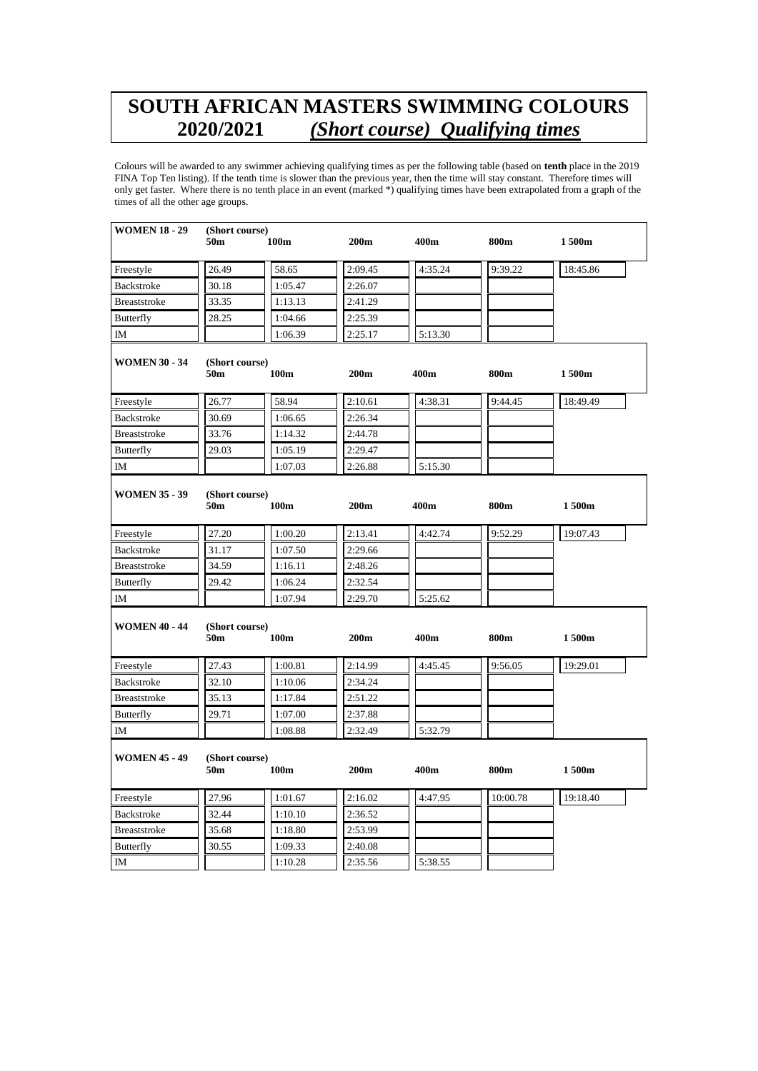# SOUTH AFRICAN MASTERS SWIMMING COLOURS 2020/2021 *(Short course) Qualifying times*

Colours will be awarded to any swimmer achieving qualifying times as per the following table (based on **tenth** place in the 2019 FINA Top Ten listing). If the tenth time is slower than the previous year, then the time will stay constant. Therefore times will only get faster. Where there is no tenth place in an event (marked *) qualifying times have been extrapolated from a graph of the times of all the other age groups.

| **WOMEN 18 - 29** | **(Short course) 50m** | **100m** | **200m** | **400m** | **800m** | **1 500m** |
|---|---|---|---|---|---|---|
| Freestyle | 26.49 | 58.65 | 2:09.45 | 4:35.24 | 9:39.22 | 18:45.86 |
| Backstroke | 30.18 | 1:05.47 | 2:26.07 | | | |
| Breaststroke | 33.35 | 1:13.13 | 2:41.29 | | | |
| Butterfly | 28.25 | 1:04.66 | 2:25.39 | | | |
| IM | | 1:06.39 | 2:25.17 | 5:13.30 | | |

| **WOMEN 30 - 34** | **(Short course) 50m** | **100m** | **200m** | **400m** | **800m** | **1 500m** |
|---|---|---|---|---|---|---|
| Freestyle | 26.77 | 58.94 | 2:10.61 | 4:38.31 | 9:44.45 | 18:49.49 |
| Backstroke | 30.69 | 1:06.65 | 2:26.34 | | | |
| Breaststroke | 33.76 | 1:14.32 | 2:44.78 | | | |
| Butterfly | 29.03 | 1:05.19 | 2:29.47 | | | |
| IM | | 1:07.03 | 2:26.88 | 5:15.30 | | |

| **WOMEN 35 - 39** | **(Short course) 50m** | **100m** | **200m** | **400m** | **800m** | **1 500m** |
|---|---|---|---|---|---|---|
| Freestyle | 27.20 | 1:00.20 | 2:13.41 | 4:42.74 | 9:52.29 | 19:07.43 |
| Backstroke | 31.17 | 1:07.50 | 2:29.66 | | | |
| Breaststroke | 34.59 | 1:16.11 | 2:48.26 | | | |
| Butterfly | 29.42 | 1:06.24 | 2:32.54 | | | |
| IM | | 1:07.94 | 2:29.70 | 5:25.62 | | |

| **WOMEN 40 - 44** | **(Short course) 50m** | **100m** | **200m** | **400m** | **800m** | **1 500m** |
|---|---|---|---|---|---|---|
| Freestyle | 27.43 | 1:00.81 | 2:14.99 | 4:45.45 | 9:56.05 | 19:29.01 |
| Backstroke | 32.10 | 1:10.06 | 2:34.24 | | | |
| Breaststroke | 35.13 | 1:17.84 | 2:51.22 | | | |
| Butterfly | 29.71 | 1:07.00 | 2:37.88 | | | |
| IM | | 1:08.88 | 2:32.49 | 5:32.79 | | |

| **WOMEN 45 - 49** | **(Short course) 50m** | **100m** | **200m** | **400m** | **800m** | **1 500m** |
|---|---|---|---|---|---|---|
| Freestyle | 27.96 | 1:01.67 | 2:16.02 | 4:47.95 | 10:00.78 | 19:18.40 |
| Backstroke | 32.44 | 1:10.10 | 2:36.52 | | | |
| Breaststroke | 35.68 | 1:18.80 | 2:53.99 | | | |
| Butterfly | 30.55 | 1:09.33 | 2:40.08 | | | |
| IM | | 1:10.28 | 2:35.56 | 5:38.55 | | |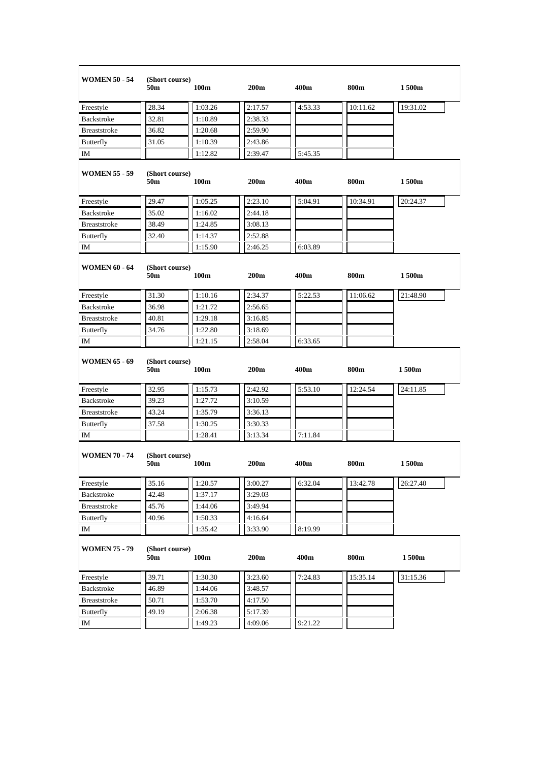| WOMEN 50 - 54 | (Short course) 50m | 100m | 200m | 400m | 800m | 1 500m |
|---|---|---|---|---|---|---|
| Freestyle | 28.34 | 1:03.26 | 2:17.57 | 4:53.33 | 10:11.62 | 19:31.02 |
| Backstroke | 32.81 | 1:10.89 | 2:38.33 | | | |
| Breaststroke | 36.82 | 1:20.68 | 2:59.90 | | | |
| Butterfly | 31.05 | 1:10.39 | 2:43.86 | | | |
| IM | | 1:12.82 | 2:39.47 | 5:45.35 | | |

| WOMEN 55 - 59 | (Short course) 50m | 100m | 200m | 400m | 800m | 1 500m |
|---|---|---|---|---|---|---|
| Freestyle | 29.47 | 1:05.25 | 2:23.10 | 5:04.91 | 10:34.91 | 20:24.37 |
| Backstroke | 35.02 | 1:16.02 | 2:44.18 | | | |
| Breaststroke | 38.49 | 1:24.85 | 3:08.13 | | | |
| Butterfly | 32.40 | 1:14.37 | 2:52.88 | | | |
| IM | | 1:15.90 | 2:46.25 | 6:03.89 | | |

| WOMEN 60 - 64 | (Short course) 50m | 100m | 200m | 400m | 800m | 1 500m |
|---|---|---|---|---|---|---|
| Freestyle | 31.30 | 1:10.16 | 2:34.37 | 5:22.53 | 11:06.62 | 21:48.90 |
| Backstroke | 36.98 | 1:21.72 | 2:56.65 | | | |
| Breaststroke | 40.81 | 1:29.18 | 3:16.85 | | | |
| Butterfly | 34.76 | 1:22.80 | 3:18.69 | | | |
| IM | | 1:21.15 | 2:58.04 | 6:33.65 | | |

| WOMEN 65 - 69 | (Short course) 50m | 100m | 200m | 400m | 800m | 1 500m |
|---|---|---|---|---|---|---|
| Freestyle | 32.95 | 1:15.73 | 2:42.92 | 5:53.10 | 12:24.54 | 24:11.85 |
| Backstroke | 39.23 | 1:27.72 | 3:10.59 | | | |
| Breaststroke | 43.24 | 1:35.79 | 3:36.13 | | | |
| Butterfly | 37.58 | 1:30.25 | 3:30.33 | | | |
| IM | | 1:28.41 | 3:13.34 | 7:11.84 | | |

| WOMEN 70 - 74 | (Short course) 50m | 100m | 200m | 400m | 800m | 1 500m |
|---|---|---|---|---|---|---|
| Freestyle | 35.16 | 1:20.57 | 3:00.27 | 6:32.04 | 13:42.78 | 26:27.40 |
| Backstroke | 42.48 | 1:37.17 | 3:29.03 | | | |
| Breaststroke | 45.76 | 1:44.06 | 3:49.94 | | | |
| Butterfly | 40.96 | 1:50.33 | 4:16.64 | | | |
| IM | | 1:35.42 | 3:33.90 | 8:19.99 | | |

| WOMEN 75 - 79 | (Short course) 50m | 100m | 200m | 400m | 800m | 1 500m |
|---|---|---|---|---|---|---|
| Freestyle | 39.71 | 1:30.30 | 3:23.60 | 7:24.83 | 15:35.14 | 31:15.36 |
| Backstroke | 46.89 | 1:44.06 | 3:48.57 | | | |
| Breaststroke | 50.71 | 1:53.70 | 4:17.50 | | | |
| Butterfly | 49.19 | 2:06.38 | 5:17.39 | | | |
| IM | | 1:49.23 | 4:09.06 | 9:21.22 | | |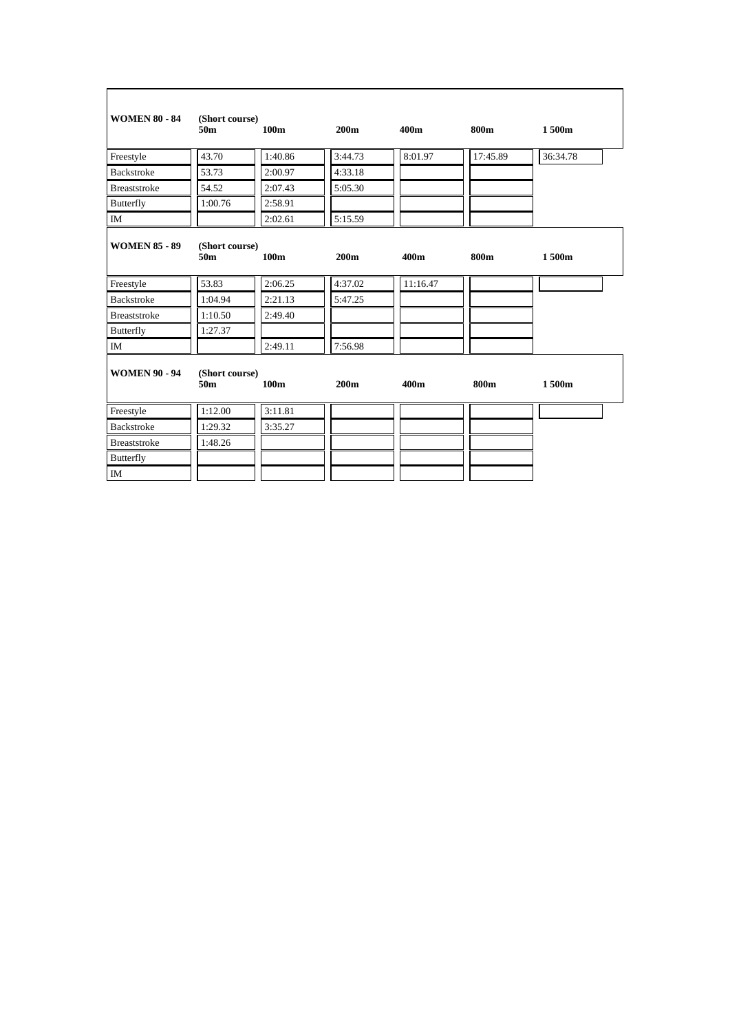| WOMEN 80 - 84 | (Short course) 50m | 100m | 200m | 400m | 800m | 1 500m |
|---|---|---|---|---|---|---|
| Freestyle | 43.70 | 1:40.86 | 3:44.73 | 8:01.97 | 17:45.89 | 36:34.78 |
| Backstroke | 53.73 | 2:00.97 | 4:33.18 | | | |
| Breaststroke | 54.52 | 2:07.43 | 5:05.30 | | | |
| Butterfly | 1:00.76 | 2:58.91 | | | | |
| IM | | 2:02.61 | 5:15.59 | | | |

| WOMEN 85 - 89 | (Short course) 50m | 100m | 200m | 400m | 800m | 1 500m |
|---|---|---|---|---|---|---|
| Freestyle | 53.83 | 2:06.25 | 4:37.02 | 11:16.47 | | |
| Backstroke | 1:04.94 | 2:21.13 | 5:47.25 | | | |
| Breaststroke | 1:10.50 | 2:49.40 | | | | |
| Butterfly | 1:27.37 | | | | | |
| IM | | 2:49.11 | 7:56.98 | | | |

| WOMEN 90 - 94 | (Short course) 50m | 100m | 200m | 400m | 800m | 1 500m |
|---|---|---|---|---|---|---|
| Freestyle | 1:12.00 | 3:11.81 | | | | |
| Backstroke | 1:29.32 | 3:35.27 | | | | |
| Breaststroke | 1:48.26 | | | | | |
| Butterfly | | | | | | |
| IM | | | | | | |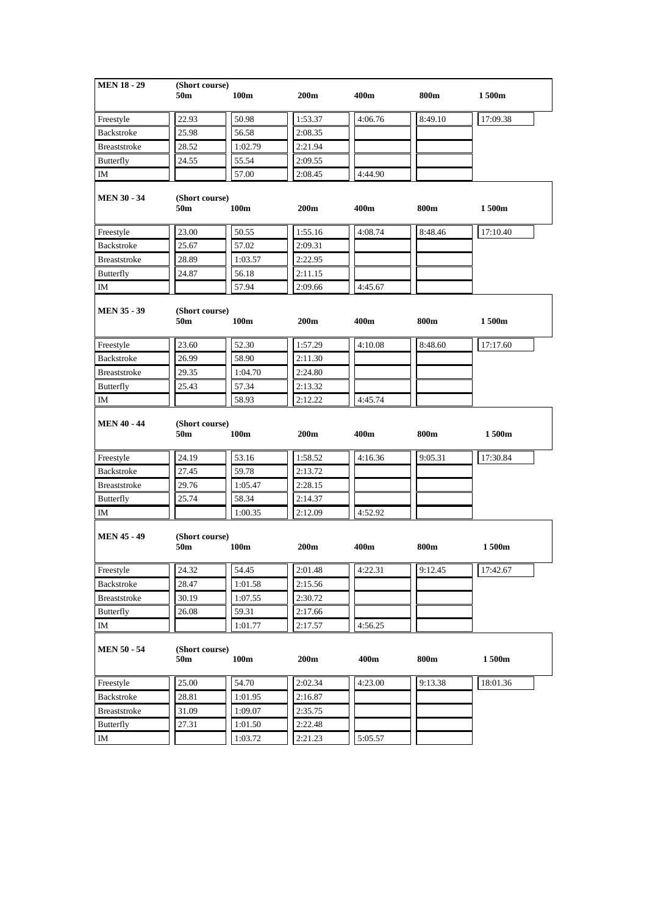| MEN 18 - 29 | (Short course) 50m | 100m | 200m | 400m | 800m | 1 500m |
|---|---|---|---|---|---|---|
| Freestyle | 22.93 | 50.98 | 1:53.37 | 4:06.76 | 8:49.10 | 17:09.38 |
| Backstroke | 25.98 | 56.58 | 2:08.35 | | | |
| Breaststroke | 28.52 | 1:02.79 | 2:21.94 | | | |
| Butterfly | 24.55 | 55.54 | 2:09.55 | | | |
| IM | | 57.00 | 2:08.45 | 4:44.90 | | |

| MEN 30 - 34 | (Short course) 50m | 100m | 200m | 400m | 800m | 1 500m |
|---|---|---|---|---|---|---|
| Freestyle | 23.00 | 50.55 | 1:55.16 | 4:08.74 | 8:48.46 | 17:10.40 |
| Backstroke | 25.67 | 57.02 | 2:09.31 | | | |
| Breaststroke | 28.89 | 1:03.57 | 2:22.95 | | | |
| Butterfly | 24.87 | 56.18 | 2:11.15 | | | |
| IM | | 57.94 | 2:09.66 | 4:45.67 | | |

| MEN 35 - 39 | (Short course) 50m | 100m | 200m | 400m | 800m | 1 500m |
|---|---|---|---|---|---|---|
| Freestyle | 23.60 | 52.30 | 1:57.29 | 4:10.08 | 8:48.60 | 17:17.60 |
| Backstroke | 26.99 | 58.90 | 2:11.30 | | | |
| Breaststroke | 29.35 | 1:04.70 | 2:24.80 | | | |
| Butterfly | 25.43 | 57.34 | 2:13.32 | | | |
| IM | | 58.93 | 2:12.22 | 4:45.74 | | |

| MEN 40 - 44 | (Short course) 50m | 100m | 200m | 400m | 800m | 1 500m |
|---|---|---|---|---|---|---|
| Freestyle | 24.19 | 53.16 | 1:58.52 | 4:16.36 | 9:05.31 | 17:30.84 |
| Backstroke | 27.45 | 59.78 | 2:13.72 | | | |
| Breaststroke | 29.76 | 1:05.47 | 2:28.15 | | | |
| Butterfly | 25.74 | 58.34 | 2:14.37 | | | |
| IM | | 1:00.35 | 2:12.09 | 4:52.92 | | |

| MEN 45 - 49 | (Short course) 50m | 100m | 200m | 400m | 800m | 1 500m |
|---|---|---|---|---|---|---|
| Freestyle | 24.32 | 54.45 | 2:01.48 | 4:22.31 | 9:12.45 | 17:42.67 |
| Backstroke | 28.47 | 1:01.58 | 2:15.56 | | | |
| Breaststroke | 30.19 | 1:07.55 | 2:30.72 | | | |
| Butterfly | 26.08 | 59.31 | 2:17.66 | | | |
| IM | | 1:01.77 | 2:17.57 | 4:56.25 | | |

| MEN 50 - 54 | (Short course) 50m | 100m | 200m | 400m | 800m | 1 500m |
|---|---|---|---|---|---|---|
| Freestyle | 25.00 | 54.70 | 2:02.34 | 4:23.00 | 9:13.38 | 18:01.36 |
| Backstroke | 28.81 | 1:01.95 | 2:16.87 | | | |
| Breaststroke | 31.09 | 1:09.07 | 2:35.75 | | | |
| Butterfly | 27.31 | 1:01.50 | 2:22.48 | | | |
| IM | | 1:03.72 | 2:21.23 | 5:05.57 | | |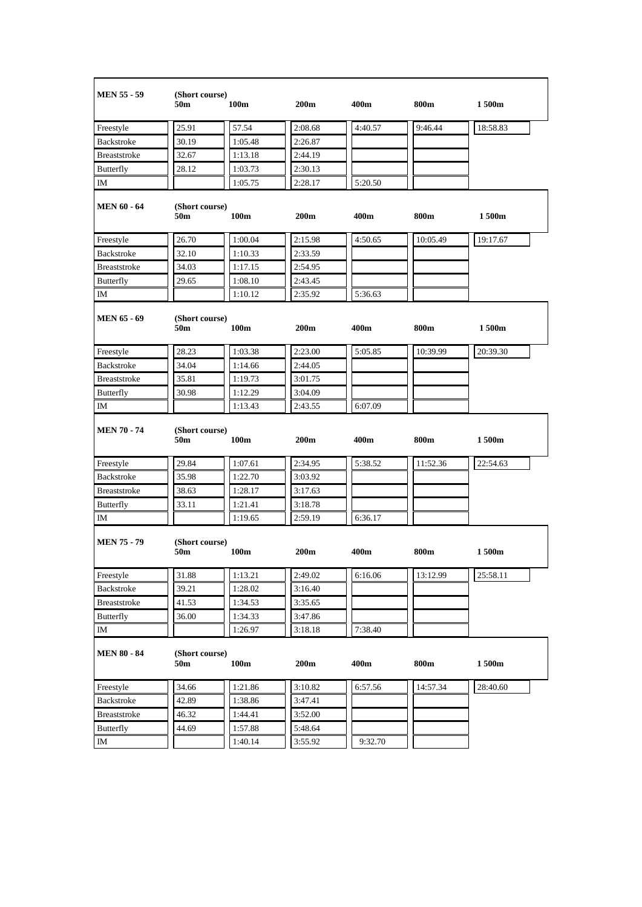| MEN 55 - 59 | (Short course) 50m | 100m | 200m | 400m | 800m | 1 500m |
|---|---|---|---|---|---|---|
| Freestyle | 25.91 | 57.54 | 2:08.68 | 4:40.57 | 9:46.44 | 18:58.83 |
| Backstroke | 30.19 | 1:05.48 | 2:26.87 | | | |
| Breaststroke | 32.67 | 1:13.18 | 2:44.19 | | | |
| Butterfly | 28.12 | 1:03.73 | 2:30.13 | | | |
| IM | | 1:05.75 | 2:28.17 | 5:20.50 | | |

| MEN 60 - 64 | (Short course) 50m | 100m | 200m | 400m | 800m | 1 500m |
|---|---|---|---|---|---|---|
| Freestyle | 26.70 | 1:00.04 | 2:15.98 | 4:50.65 | 10:05.49 | 19:17.67 |
| Backstroke | 32.10 | 1:10.33 | 2:33.59 | | | |
| Breaststroke | 34.03 | 1:17.15 | 2:54.95 | | | |
| Butterfly | 29.65 | 1:08.10 | 2:43.45 | | | |
| IM | | 1:10.12 | 2:35.92 | 5:36.63 | | |

| MEN 65 - 69 | (Short course) 50m | 100m | 200m | 400m | 800m | 1 500m |
|---|---|---|---|---|---|---|
| Freestyle | 28.23 | 1:03.38 | 2:23.00 | 5:05.85 | 10:39.99 | 20:39.30 |
| Backstroke | 34.04 | 1:14.66 | 2:44.05 | | | |
| Breaststroke | 35.81 | 1:19.73 | 3:01.75 | | | |
| Butterfly | 30.98 | 1:12.29 | 3:04.09 | | | |
| IM | | 1:13.43 | 2:43.55 | 6:07.09 | | |

| MEN 70 - 74 | (Short course) 50m | 100m | 200m | 400m | 800m | 1 500m |
|---|---|---|---|---|---|---|
| Freestyle | 29.84 | 1:07.61 | 2:34.95 | 5:38.52 | 11:52.36 | 22:54.63 |
| Backstroke | 35.98 | 1:22.70 | 3:03.92 | | | |
| Breaststroke | 38.63 | 1:28.17 | 3:17.63 | | | |
| Butterfly | 33.11 | 1:21.41 | 3:18.78 | | | |
| IM | | 1:19.65 | 2:59.19 | 6:36.17 | | |

| MEN 75 - 79 | (Short course) 50m | 100m | 200m | 400m | 800m | 1 500m |
|---|---|---|---|---|---|---|
| Freestyle | 31.88 | 1:13.21 | 2:49.02 | 6:16.06 | 13:12.99 | 25:58.11 |
| Backstroke | 39.21 | 1:28.02 | 3:16.40 | | | |
| Breaststroke | 41.53 | 1:34.53 | 3:35.65 | | | |
| Butterfly | 36.00 | 1:34.33 | 3:47.86 | | | |
| IM | | 1:26.97 | 3:18.18 | 7:38.40 | | |

| MEN 80 - 84 | (Short course) 50m | 100m | 200m | 400m | 800m | 1 500m |
|---|---|---|---|---|---|---|
| Freestyle | 34.66 | 1:21.86 | 3:10.82 | 6:57.56 | 14:57.34 | 28:40.60 |
| Backstroke | 42.89 | 1:38.86 | 3:47.41 | | | |
| Breaststroke | 46.32 | 1:44.41 | 3:52.00 | | | |
| Butterfly | 44.69 | 1:57.88 | 5:48.64 | | | |
| IM | | 1:40.14 | 3:55.92 | 9:32.70 | | |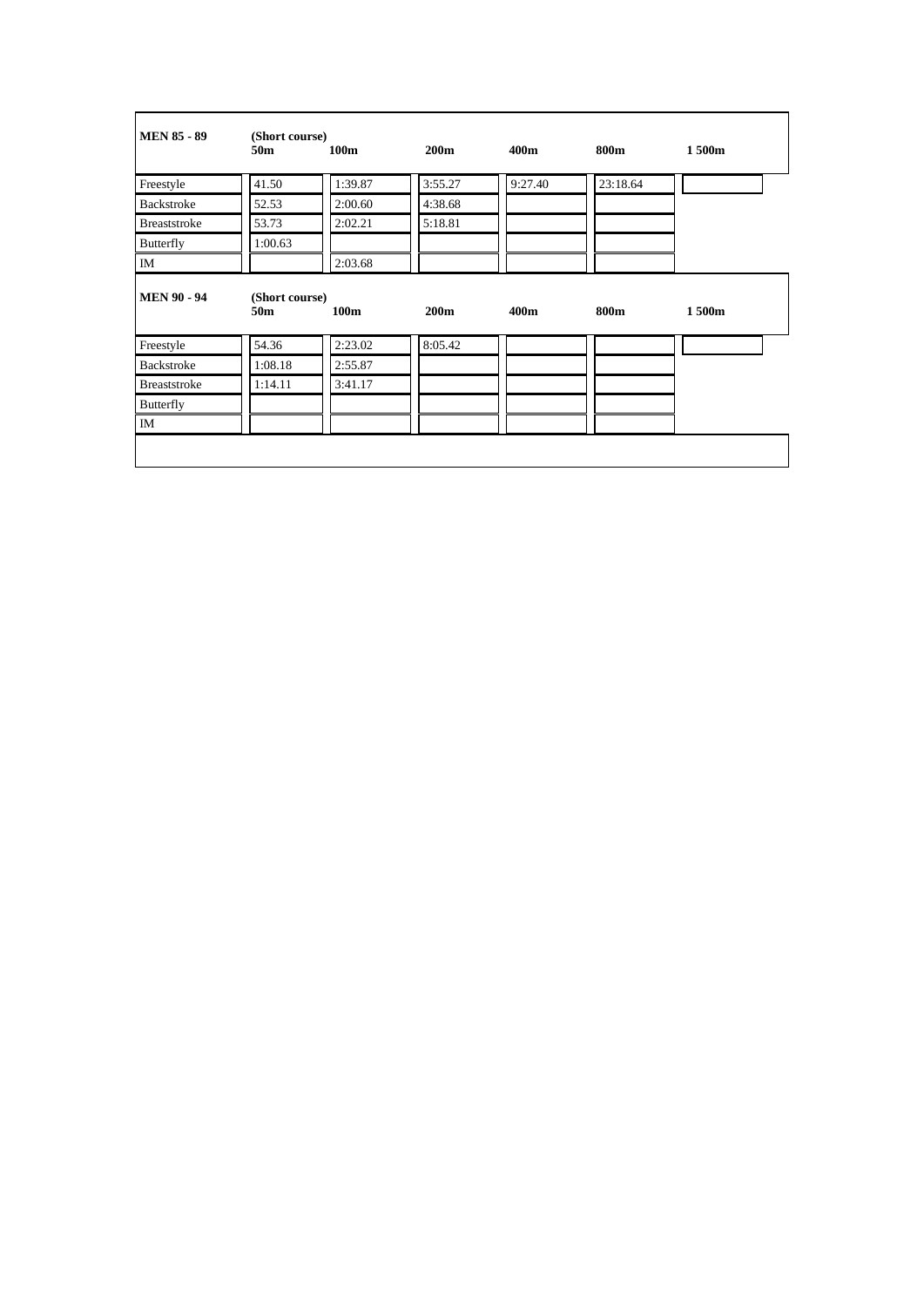| MEN 85 - 89 | (Short course) 50m | 100m | 200m | 400m | 800m | 1 500m |
| --- | --- | --- | --- | --- | --- | --- |
| Freestyle | 41.50 | 1:39.87 | 3:55.27 | 9:27.40 | 23:18.64 | |
| Backstroke | 52.53 | 2:00.60 | 4:38.68 | | | |
| Breaststroke | 53.73 | 2:02.21 | 5:18.81 | | | |
| Butterfly | 1:00.63 | | | | | |
| IM | | 2:03.68 | | | | |

| MEN 90 - 94 | (Short course) 50m | 100m | 200m | 400m | 800m | 1 500m |
| --- | --- | --- | --- | --- | --- | --- |
| Freestyle | 54.36 | 2:23.02 | 8:05.42 | | | |
| Backstroke | 1:08.18 | 2:55.87 | | | | |
| Breaststroke | 1:14.11 | 3:41.17 | | | | |
| Butterfly | | | | | | |
| IM | | | | | | |